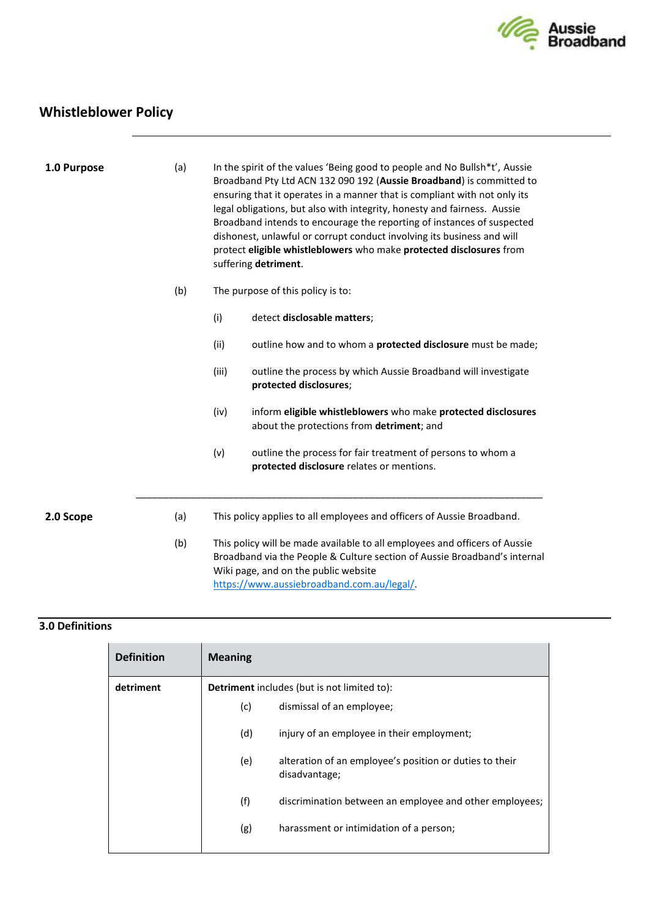# Whistleblower Policy

## 1.0 Purpose

(a) In the spirit of the values 'Being good to people and No Bullsh*t', Aussie Broadband Pty Ltd ACN 132 090 192 (**Aussie Broadband**) is committed to ensuring that it operates in a manner that is compliant with not only its legal obligations, but also with integrity, honesty and fairness. Aussie Broadband intends to encourage the reporting of instances of suspected dishonest, unlawful or corrupt conduct involving its business and will protect **eligible whistleblowers** who make **protected disclosures** from suffering **detriment**.

(b) The purpose of this policy is to:

- (i) detect **disclosable matters**;
- (ii) outline how and to whom a **protected disclosure** must be made;
- (iii) outline the process by which Aussie Broadband will investigate **protected disclosures**;
- (iv) inform **eligible whistleblowers** who make **protected disclosures** about the protections from **detriment**; and
- (v) outline the process for fair treatment of persons to whom a **protected disclosure** relates or mentions.

## 2.0 Scope

(a) This policy applies to all employees and officers of Aussie Broadband.

(b) This policy will be made available to all employees and officers of Aussie Broadband via the People & Culture section of Aussie Broadband's internal Wiki page, and on the public website https://www.aussiebroadband.com.au/legal/.

## 3.0 Definitions

| Definition | Meaning |
|---|---|
| **detriment** | **Detriment** includes (but is not limited to):<br>(c) dismissal of an employee;<br>(d) injury of an employee in their employment;<br>(e) alteration of an employee's position or duties to their disadvantage;<br>(f) discrimination between an employee and other employees;<br>(g) harassment or intimidation of a person; |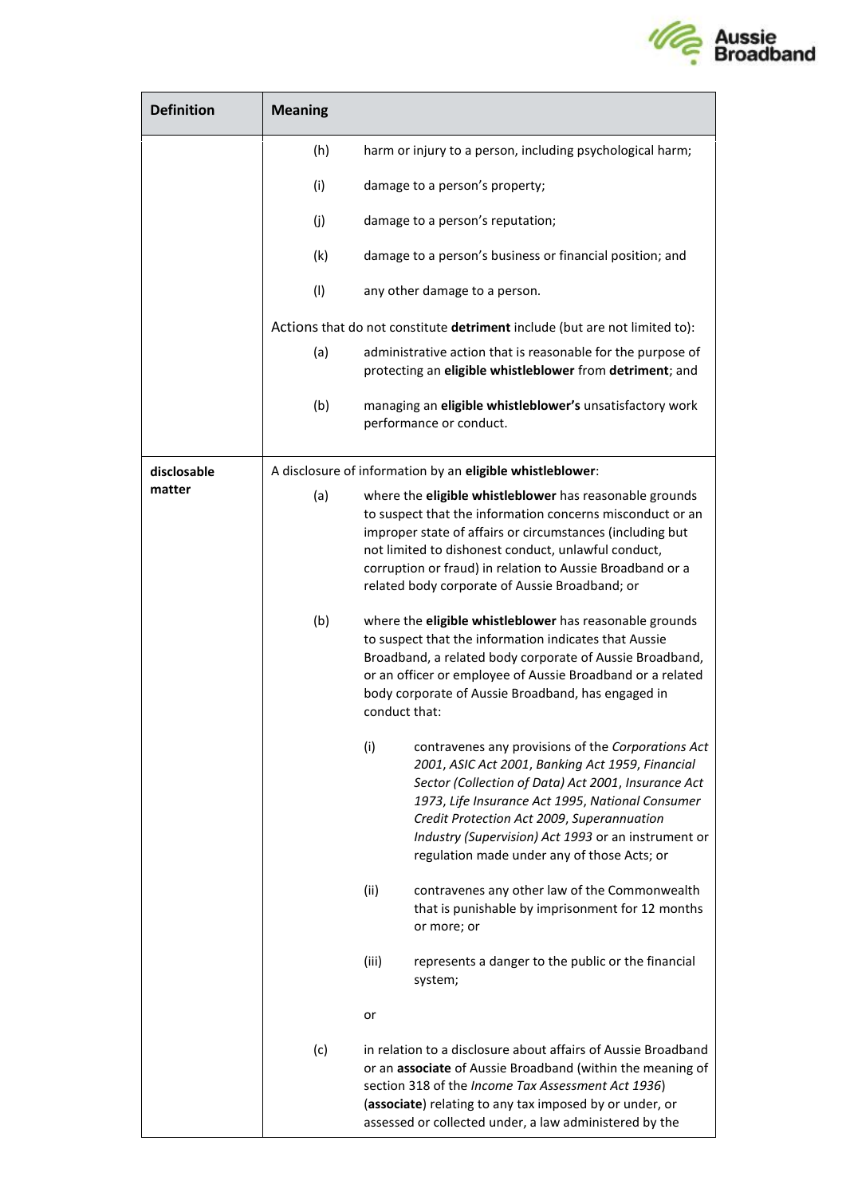| Definition | Meaning |
|---|---|
| | (h) harm or injury to a person, including psychological harm;<br><br>(i) damage to a person's property;<br><br>(j) damage to a person's reputation;<br><br>(k) damage to a person's business or financial position; and<br><br>(l) any other damage to a person.<br><br>Actions that do not constitute **detriment** include (but are not limited to):<br><br>(a) administrative action that is reasonable for the purpose of protecting an **eligible whistleblower** from **detriment**; and<br><br>(b) managing an **eligible whistleblower's** unsatisfactory work performance or conduct. |
| **disclosable matter** | A disclosure of information by an **eligible whistleblower**:<br><br>(a) where the **eligible whistleblower** has reasonable grounds to suspect that the information concerns misconduct or an improper state of affairs or circumstances (including but not limited to dishonest conduct, unlawful conduct, corruption or fraud) in relation to Aussie Broadband or a related body corporate of Aussie Broadband; or<br><br>(b) where the **eligible whistleblower** has reasonable grounds to suspect that the information indicates that Aussie Broadband, a related body corporate of Aussie Broadband, or an officer or employee of Aussie Broadband or a related body corporate of Aussie Broadband, has engaged in conduct that:<br><br>(i) contravenes any provisions of the *Corporations Act 2001*, *ASIC Act 2001*, *Banking Act 1959*, *Financial Sector (Collection of Data) Act 2001*, *Insurance Act 1973*, *Life Insurance Act 1995*, *National Consumer Credit Protection Act 2009*, *Superannuation Industry (Supervision) Act 1993* or an instrument or regulation made under any of those Acts; or<br><br>(ii) contravenes any other law of the Commonwealth that is punishable by imprisonment for 12 months or more; or<br><br>(iii) represents a danger to the public or the financial system;<br><br>or<br><br>(c) in relation to a disclosure about affairs of Aussie Broadband or an **associate** of Aussie Broadband (within the meaning of section 318 of the *Income Tax Assessment Act 1936*) (**associate**) relating to any tax imposed by or under, or assessed or collected under, a law administered by the |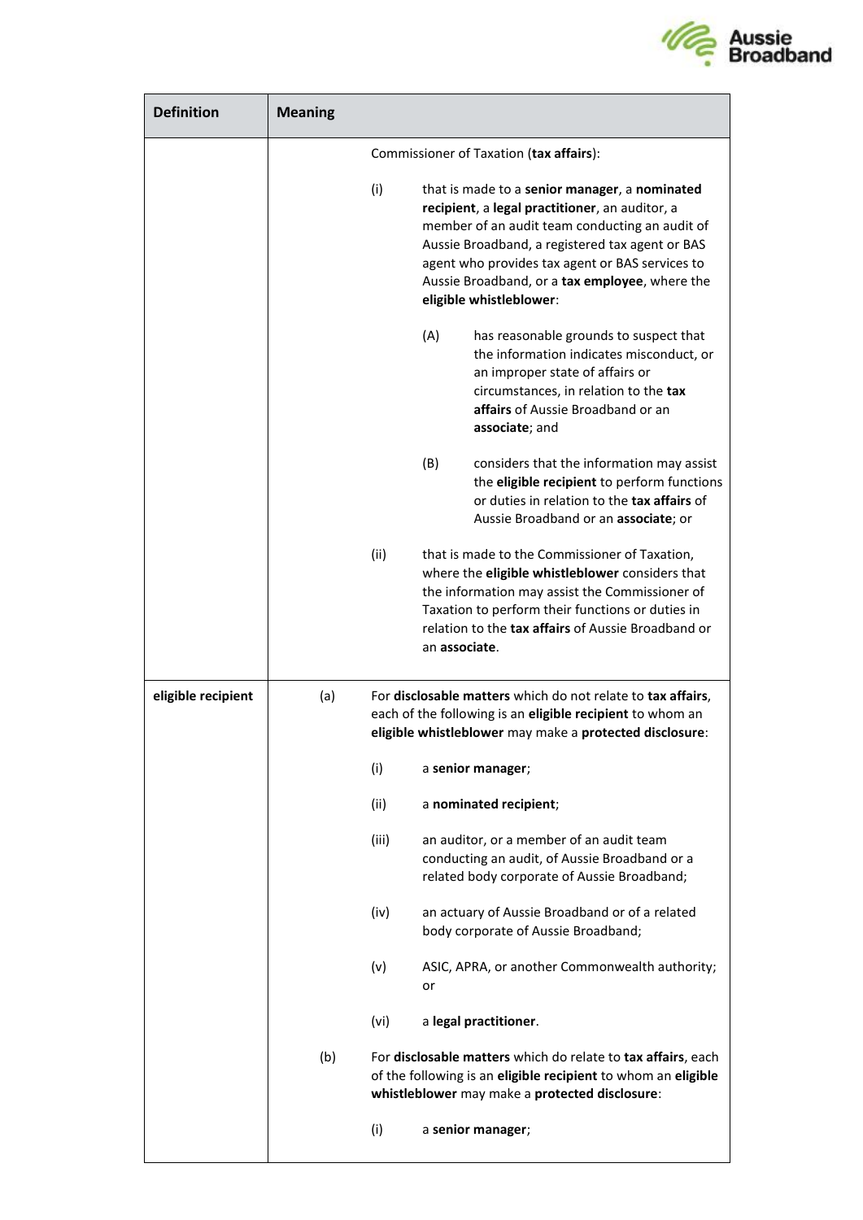| Definition | Meaning |
|---|---|
| | Commissioner of Taxation (**tax affairs**):<br><br>(i) that is made to a **senior manager**, a **nominated recipient**, a **legal practitioner**, an auditor, a member of an audit team conducting an audit of Aussie Broadband, a registered tax agent or BAS agent who provides tax agent or BAS services to Aussie Broadband, or a **tax employee**, where the **eligible whistleblower**:<br><br>(A) has reasonable grounds to suspect that the information indicates misconduct, or an improper state of affairs or circumstances, in relation to the **tax affairs** of Aussie Broadband or an **associate**; and<br><br>(B) considers that the information may assist the **eligible recipient** to perform functions or duties in relation to the **tax affairs** of Aussie Broadband or an **associate**; or<br><br>(ii) that is made to the Commissioner of Taxation, where the **eligible whistleblower** considers that the information may assist the Commissioner of Taxation to perform their functions or duties in relation to the **tax affairs** of Aussie Broadband or an **associate**. |
| **eligible recipient** | (a) For **disclosable matters** which do not relate to **tax affairs**, each of the following is an **eligible recipient** to whom an **eligible whistleblower** may make a **protected disclosure**:<br><br>(i) a **senior manager**;<br><br>(ii) a **nominated recipient**;<br><br>(iii) an auditor, or a member of an audit team conducting an audit, of Aussie Broadband or a related body corporate of Aussie Broadband;<br><br>(iv) an actuary of Aussie Broadband or of a related body corporate of Aussie Broadband;<br><br>(v) ASIC, APRA, or another Commonwealth authority; or<br><br>(vi) a **legal practitioner**.<br><br>(b) For **disclosable matters** which do relate to **tax affairs**, each of the following is an **eligible recipient** to whom an **eligible whistleblower** may make a **protected disclosure**:<br><br>(i) a **senior manager**; |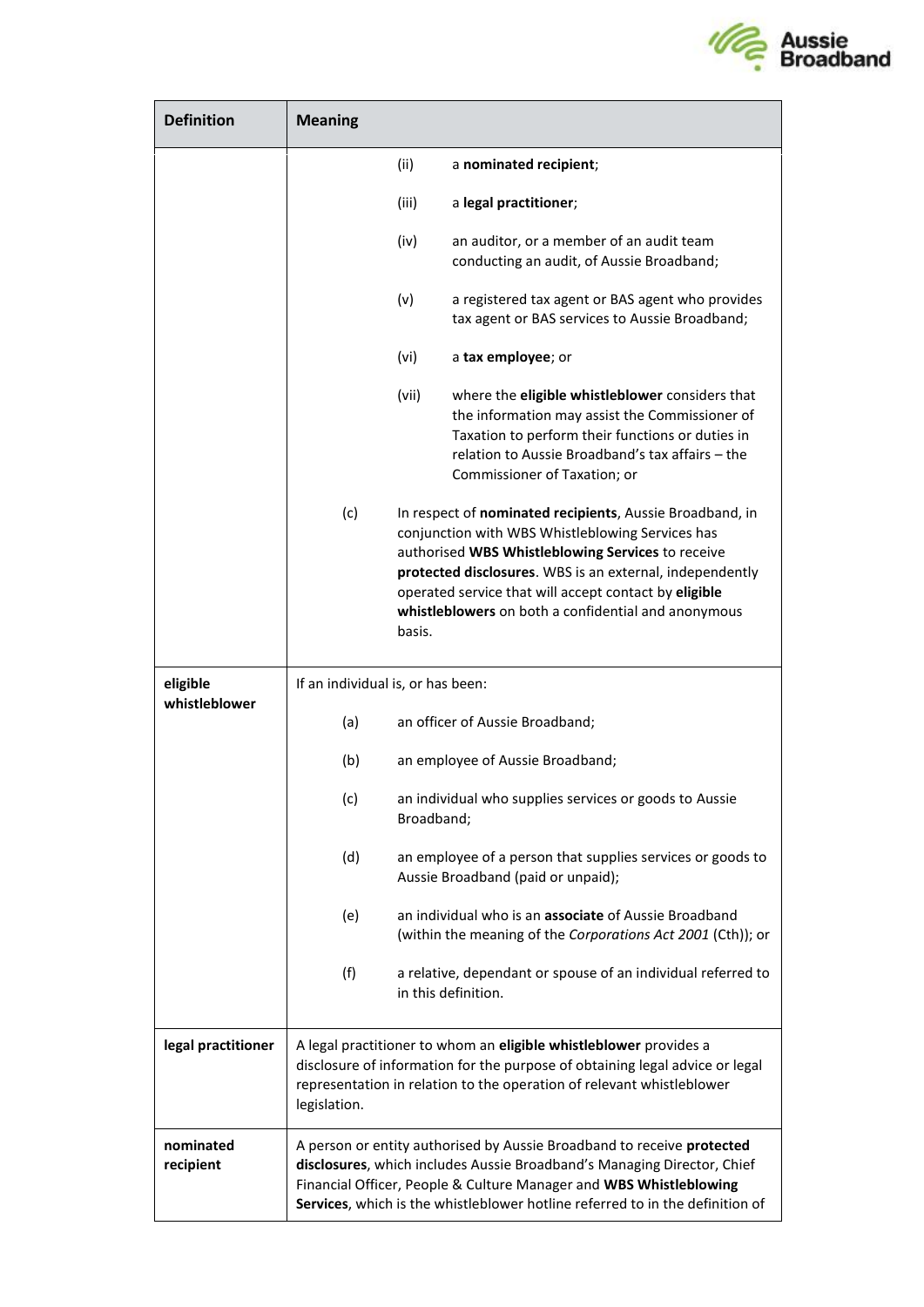| Definition | Meaning |
|---|---|
| | (ii) a **nominated recipient**;<br><br>(iii) a **legal practitioner**;<br><br>(iv) an auditor, or a member of an audit team conducting an audit, of Aussie Broadband;<br><br>(v) a registered tax agent or BAS agent who provides tax agent or BAS services to Aussie Broadband;<br><br>(vi) a **tax employee**; or<br><br>(vii) where the **eligible whistleblower** considers that the information may assist the Commissioner of Taxation to perform their functions or duties in relation to Aussie Broadband's tax affairs – the Commissioner of Taxation; or<br><br>(c) In respect of **nominated recipients**, Aussie Broadband, in conjunction with WBS Whistleblowing Services has authorised **WBS Whistleblowing Services** to receive **protected disclosures**. WBS is an external, independently operated service that will accept contact by **eligible whistleblowers** on both a confidential and anonymous basis. |
| **eligible whistleblower** | If an individual is, or has been:<br><br>(a) an officer of Aussie Broadband;<br><br>(b) an employee of Aussie Broadband;<br><br>(c) an individual who supplies services or goods to Aussie Broadband;<br><br>(d) an employee of a person that supplies services or goods to Aussie Broadband (paid or unpaid);<br><br>(e) an individual who is an **associate** of Aussie Broadband (within the meaning of the *Corporations Act 2001* (Cth)); or<br><br>(f) a relative, dependant or spouse of an individual referred to in this definition. |
| **legal practitioner** | A legal practitioner to whom an **eligible whistleblower** provides a disclosure of information for the purpose of obtaining legal advice or legal representation in relation to the operation of relevant whistleblower legislation. |
| **nominated recipient** | A person or entity authorised by Aussie Broadband to receive **protected disclosures**, which includes Aussie Broadband's Managing Director, Chief Financial Officer, People & Culture Manager and **WBS Whistleblowing Services**, which is the whistleblower hotline referred to in the definition of |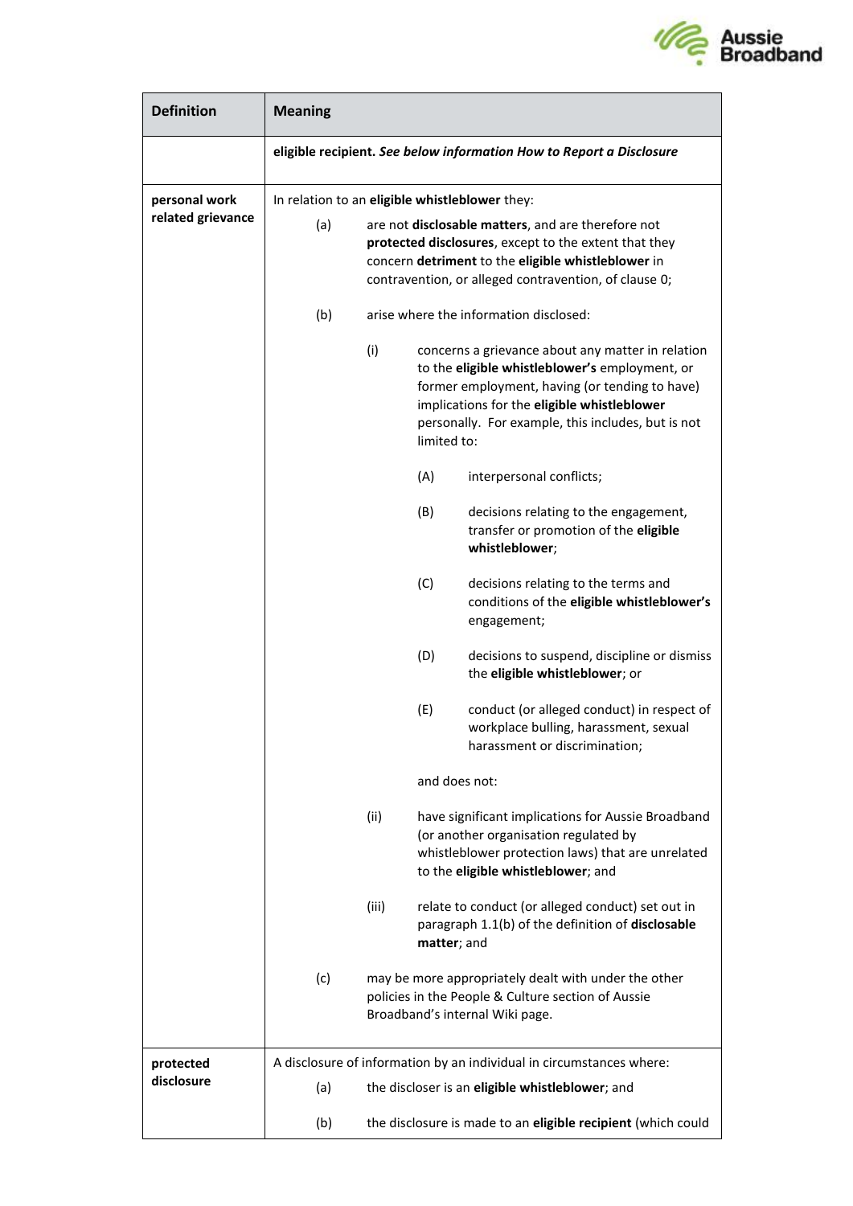| Definition | Meaning |
| --- | --- |
| | **eligible recipient.** ***See below information How to Report a Disclosure*** |
| **personal work related grievance** | In relation to an **eligible whistleblower** they:<br>(a) are not **disclosable matters**, and are therefore not **protected disclosures**, except to the extent that they concern **detriment** to the **eligible whistleblower** in contravention, or alleged contravention, of clause 0;<br>(b) arise where the information disclosed:<br>(i) concerns a grievance about any matter in relation to the **eligible whistleblower's** employment, or former employment, having (or tending to have) implications for the **eligible whistleblower** personally. For example, this includes, but is not limited to:<br>(A) interpersonal conflicts;<br>(B) decisions relating to the engagement, transfer or promotion of the **eligible whistleblower**;<br>(C) decisions relating to the terms and conditions of the **eligible whistleblower's** engagement;<br>(D) decisions to suspend, discipline or dismiss the **eligible whistleblower**; or<br>(E) conduct (or alleged conduct) in respect of workplace bulling, harassment, sexual harassment or discrimination;<br>and does not:<br>(ii) have significant implications for Aussie Broadband (or another organisation regulated by whistleblower protection laws) that are unrelated to the **eligible whistleblower**; and<br>(iii) relate to conduct (or alleged conduct) set out in paragraph 1.1(b) of the definition of **disclosable matter**; and<br>(c) may be more appropriately dealt with under the other policies in the People & Culture section of Aussie Broadband's internal Wiki page. |
| **protected disclosure** | A disclosure of information by an individual in circumstances where:<br>(a) the discloser is an **eligible whistleblower**; and<br>(b) the disclosure is made to an **eligible recipient** (which could |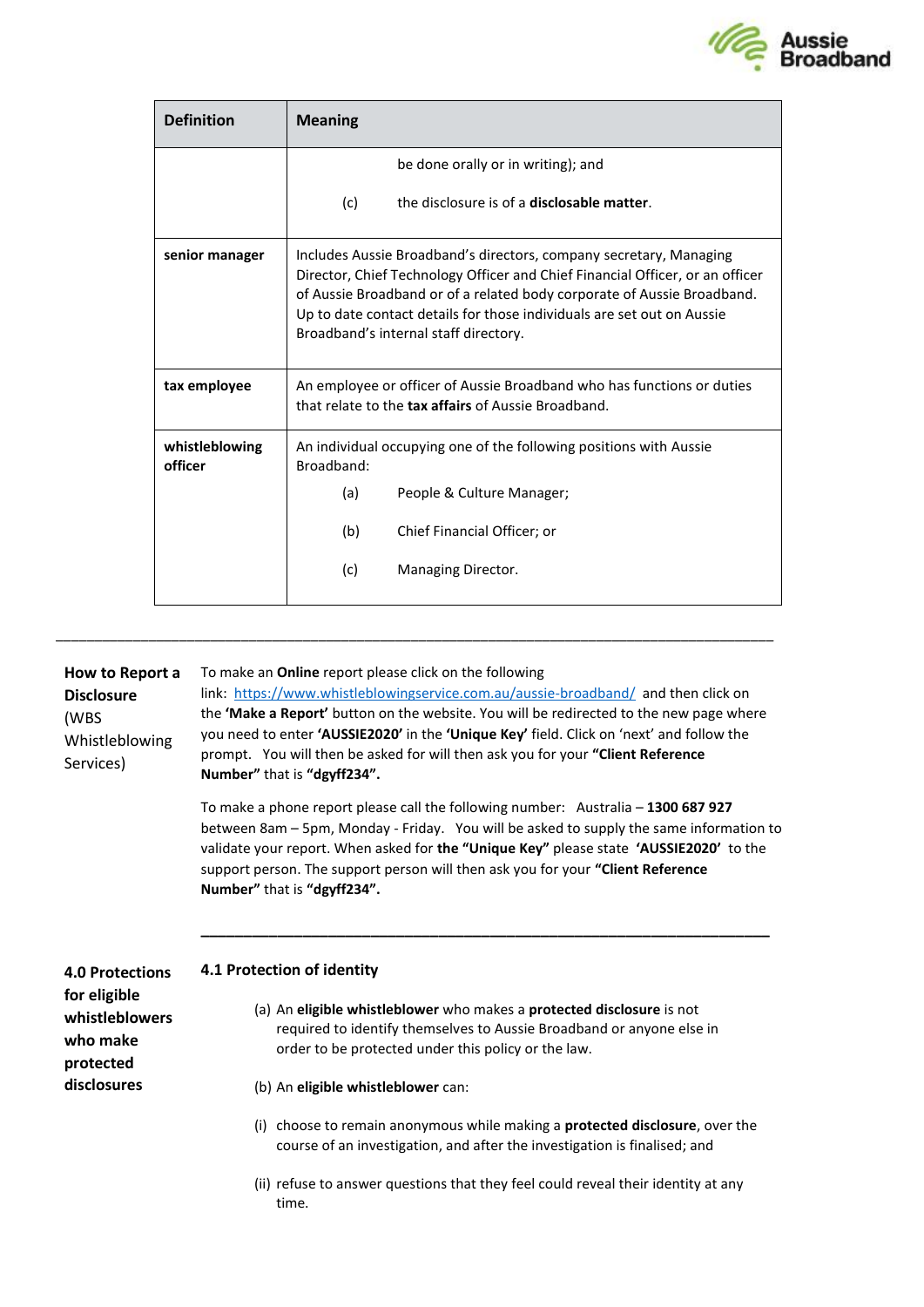| Definition | Meaning |
| --- | --- |
| | be done orally or in writing); and<br><br>(c) the disclosure is of a **disclosable matter**. |
| **senior manager** | Includes Aussie Broadband's directors, company secretary, Managing Director, Chief Technology Officer and Chief Financial Officer, or an officer of Aussie Broadband or of a related body corporate of Aussie Broadband. Up to date contact details for those individuals are set out on Aussie Broadband's internal staff directory. |
| **tax employee** | An employee or officer of Aussie Broadband who has functions or duties that relate to the **tax affairs** of Aussie Broadband. |
| **whistleblowing officer** | An individual occupying one of the following positions with Aussie Broadband:<br><br>(a) People & Culture Manager;<br><br>(b) Chief Financial Officer; or<br><br>(c) Managing Director. |

---

**How to Report a Disclosure** (WBS Whistleblowing Services)

To make an **Online** report please click on the following link: https://www.whistleblowingservice.com.au/aussie-broadband/ and then click on the **'Make a Report'** button on the website. You will be redirected to the new page where you need to enter **'AUSSIE2020'** in the **'Unique Key'** field. Click on 'next' and follow the prompt. You will then be asked for will then ask you for your **"Client Reference Number"** that is **"dgyff234".**

To make a phone report please call the following number: Australia – **1300 687 927** between 8am – 5pm, Monday - Friday. You will be asked to supply the same information to validate your report. When asked for **the "Unique Key"** please state **'AUSSIE2020'** to the support person. The support person will then ask you for your **"Client Reference Number"** that is **"dgyff234".**

---

## 4.0 Protections for eligible whistleblowers who make protected disclosures

### 4.1 Protection of identity

(a) An **eligible whistleblower** who makes a **protected disclosure** is not required to identify themselves to Aussie Broadband or anyone else in order to be protected under this policy or the law.

(b) An **eligible whistleblower** can:

(i) choose to remain anonymous while making a **protected disclosure**, over the course of an investigation, and after the investigation is finalised; and

(ii) refuse to answer questions that they feel could reveal their identity at any time.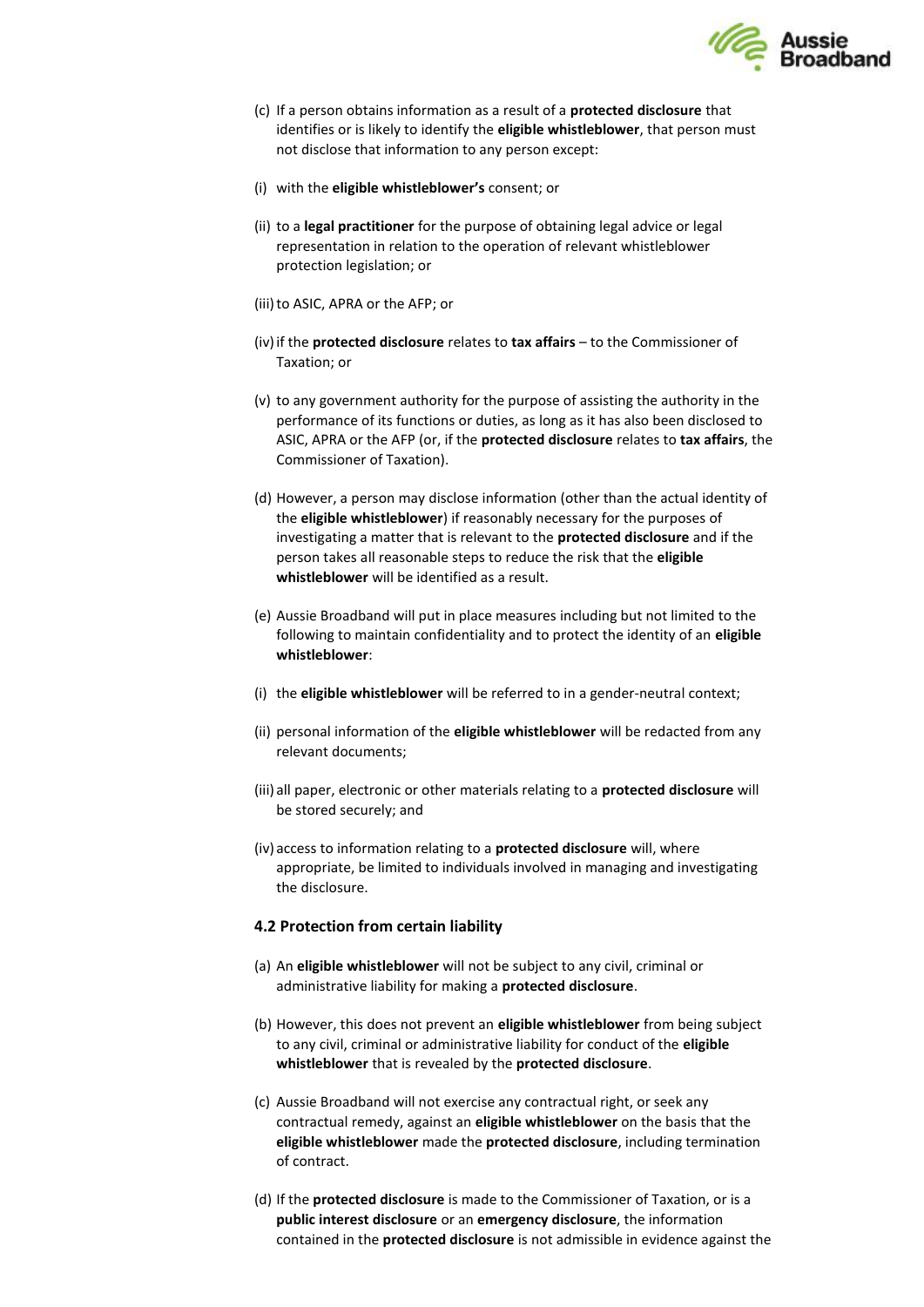(c) If a person obtains information as a result of a **protected disclosure** that identifies or is likely to identify the **eligible whistleblower**, that person must not disclose that information to any person except:

(i) with the **eligible whistleblower's** consent; or

(ii) to a **legal practitioner** for the purpose of obtaining legal advice or legal representation in relation to the operation of relevant whistleblower protection legislation; or

(iii) to ASIC, APRA or the AFP; or

(iv) if the **protected disclosure** relates to **tax affairs** – to the Commissioner of Taxation; or

(v) to any government authority for the purpose of assisting the authority in the performance of its functions or duties, as long as it has also been disclosed to ASIC, APRA or the AFP (or, if the **protected disclosure** relates to **tax affairs**, the Commissioner of Taxation).

(d) However, a person may disclose information (other than the actual identity of the **eligible whistleblower**) if reasonably necessary for the purposes of investigating a matter that is relevant to the **protected disclosure** and if the person takes all reasonable steps to reduce the risk that the **eligible whistleblower** will be identified as a result.

(e) Aussie Broadband will put in place measures including but not limited to the following to maintain confidentiality and to protect the identity of an **eligible whistleblower**:

(i) the **eligible whistleblower** will be referred to in a gender-neutral context;

(ii) personal information of the **eligible whistleblower** will be redacted from any relevant documents;

(iii) all paper, electronic or other materials relating to a **protected disclosure** will be stored securely; and

(iv) access to information relating to a **protected disclosure** will, where appropriate, be limited to individuals involved in managing and investigating the disclosure.

### 4.2 Protection from certain liability

(a) An **eligible whistleblower** will not be subject to any civil, criminal or administrative liability for making a **protected disclosure**.

(b) However, this does not prevent an **eligible whistleblower** from being subject to any civil, criminal or administrative liability for conduct of the **eligible whistleblower** that is revealed by the **protected disclosure**.

(c) Aussie Broadband will not exercise any contractual right, or seek any contractual remedy, against an **eligible whistleblower** on the basis that the **eligible whistleblower** made the **protected disclosure**, including termination of contract.

(d) If the **protected disclosure** is made to the Commissioner of Taxation, or is a **public interest disclosure** or an **emergency disclosure**, the information contained in the **protected disclosure** is not admissible in evidence against the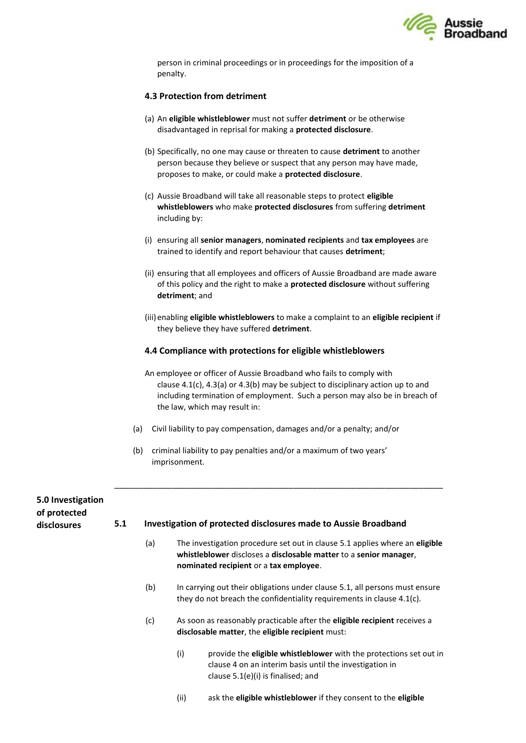person in criminal proceedings or in proceedings for the imposition of a penalty.

### 4.3 Protection from detriment

(a) An **eligible whistleblower** must not suffer **detriment** or be otherwise disadvantaged in reprisal for making a **protected disclosure**.

(b) Specifically, no one may cause or threaten to cause **detriment** to another person because they believe or suspect that any person may have made, proposes to make, or could make a **protected disclosure**.

(c) Aussie Broadband will take all reasonable steps to protect **eligible whistleblowers** who make **protected disclosures** from suffering **detriment** including by:

(i) ensuring all **senior managers**, **nominated recipients** and **tax employees** are trained to identify and report behaviour that causes **detriment**;

(ii) ensuring that all employees and officers of Aussie Broadband are made aware of this policy and the right to make a **protected disclosure** without suffering **detriment**; and

(iii) enabling **eligible whistleblowers** to make a complaint to an **eligible recipient** if they believe they have suffered **detriment**.

### 4.4 Compliance with protections for eligible whistleblowers

An employee or officer of Aussie Broadband who fails to comply with clause 4.1(c), 4.3(a) or 4.3(b) may be subject to disciplinary action up to and including termination of employment. Such a person may also be in breach of the law, which may result in:

(a) Civil liability to pay compensation, damages and/or a penalty; and/or

(b) criminal liability to pay penalties and/or a maximum of two years' imprisonment.

---

## 5.0 Investigation of protected disclosures

### 5.1 Investigation of protected disclosures made to Aussie Broadband

(a) The investigation procedure set out in clause 5.1 applies where an **eligible whistleblower** discloses a **disclosable matter** to a **senior manager**, **nominated recipient** or a **tax employee**.

(b) In carrying out their obligations under clause 5.1, all persons must ensure they do not breach the confidentiality requirements in clause 4.1(c).

(c) As soon as reasonably practicable after the **eligible recipient** receives a **disclosable matter**, the **eligible recipient** must:

(i) provide the **eligible whistleblower** with the protections set out in clause 4 on an interim basis until the investigation in clause 5.1(e)(i) is finalised; and

(ii) ask the **eligible whistleblower** if they consent to the **eligible**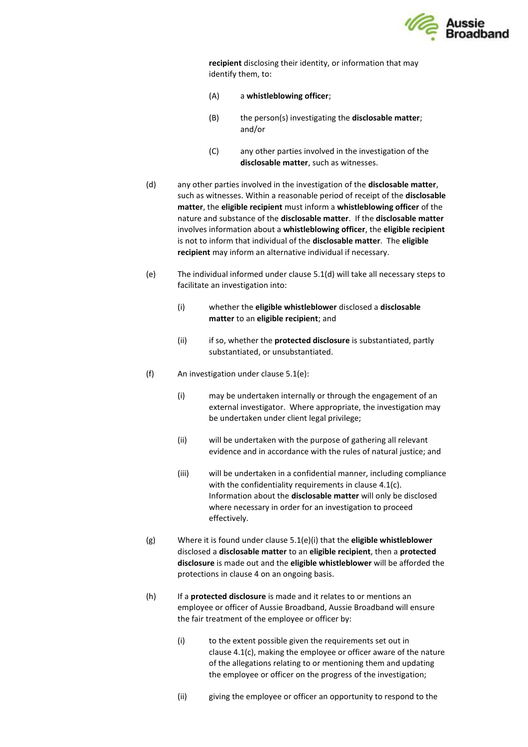**recipient** disclosing their identity, or information that may identify them, to:

(A) a **whistleblowing officer**;

(B) the person(s) investigating the **disclosable matter**; and/or

(C) any other parties involved in the investigation of the **disclosable matter**, such as witnesses.

(d) any other parties involved in the investigation of the **disclosable matter**, such as witnesses. Within a reasonable period of receipt of the **disclosable matter**, the **eligible recipient** must inform a **whistleblowing officer** of the nature and substance of the **disclosable matter**. If the **disclosable matter** involves information about a **whistleblowing officer**, the **eligible recipient** is not to inform that individual of the **disclosable matter**. The **eligible recipient** may inform an alternative individual if necessary.

(e) The individual informed under clause 5.1(d) will take all necessary steps to facilitate an investigation into:

(i) whether the **eligible whistleblower** disclosed a **disclosable matter** to an **eligible recipient**; and

(ii) if so, whether the **protected disclosure** is substantiated, partly substantiated, or unsubstantiated.

(f) An investigation under clause 5.1(e):

(i) may be undertaken internally or through the engagement of an external investigator. Where appropriate, the investigation may be undertaken under client legal privilege;

(ii) will be undertaken with the purpose of gathering all relevant evidence and in accordance with the rules of natural justice; and

(iii) will be undertaken in a confidential manner, including compliance with the confidentiality requirements in clause 4.1(c). Information about the **disclosable matter** will only be disclosed where necessary in order for an investigation to proceed effectively.

(g) Where it is found under clause 5.1(e)(i) that the **eligible whistleblower** disclosed a **disclosable matter** to an **eligible recipient**, then a **protected disclosure** is made out and the **eligible whistleblower** will be afforded the protections in clause 4 on an ongoing basis.

(h) If a **protected disclosure** is made and it relates to or mentions an employee or officer of Aussie Broadband, Aussie Broadband will ensure the fair treatment of the employee or officer by:

(i) to the extent possible given the requirements set out in clause 4.1(c), making the employee or officer aware of the nature of the allegations relating to or mentioning them and updating the employee or officer on the progress of the investigation;

(ii) giving the employee or officer an opportunity to respond to the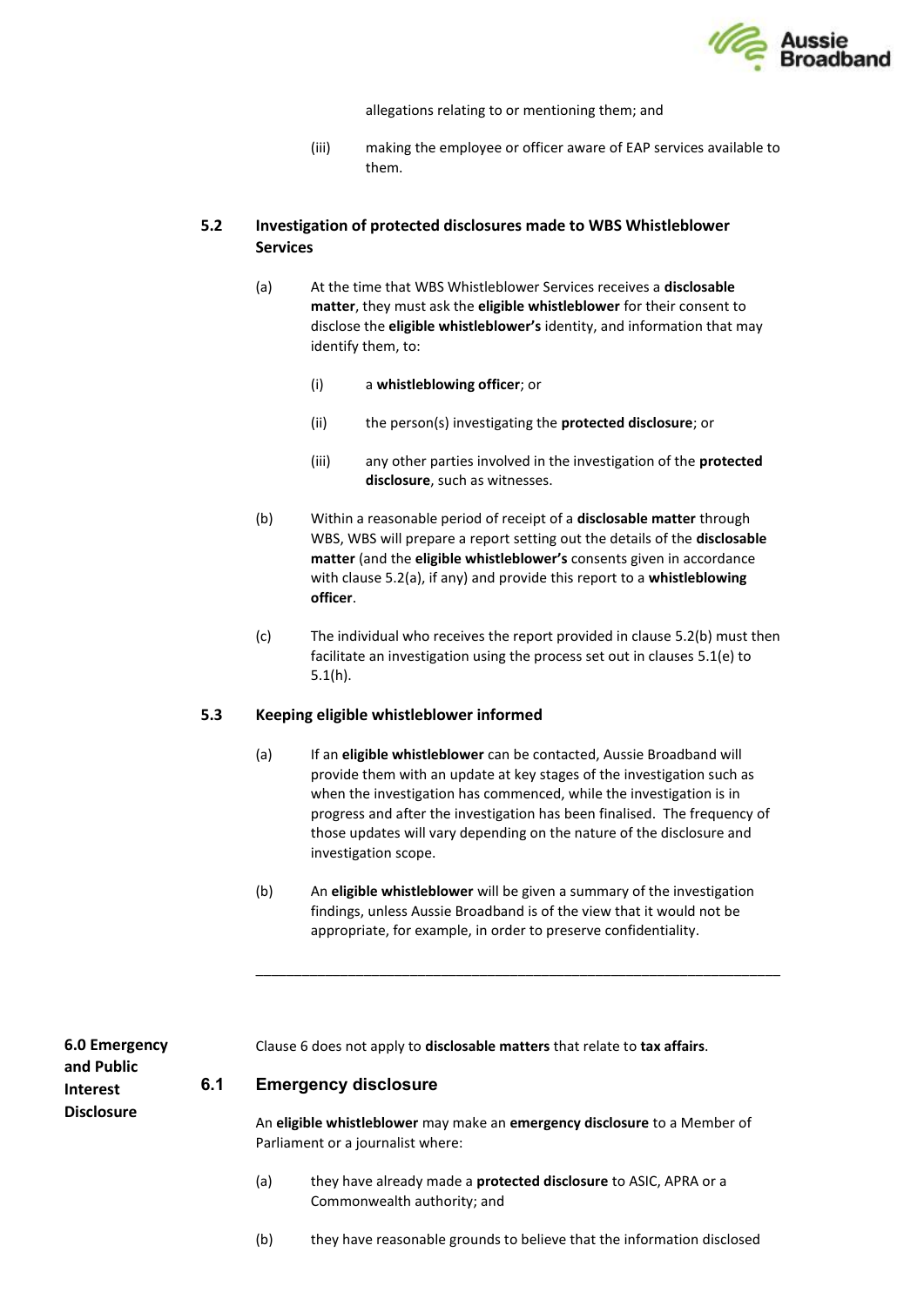allegations relating to or mentioning them; and

(iii) making the employee or officer aware of EAP services available to them.

### 5.2 Investigation of protected disclosures made to WBS Whistleblower Services

(a) At the time that WBS Whistleblower Services receives a **disclosable matter**, they must ask the **eligible whistleblower** for their consent to disclose the **eligible whistleblower's** identity, and information that may identify them, to:

(i) a **whistleblowing officer**; or

(ii) the person(s) investigating the **protected disclosure**; or

(iii) any other parties involved in the investigation of the **protected disclosure**, such as witnesses.

(b) Within a reasonable period of receipt of a **disclosable matter** through WBS, WBS will prepare a report setting out the details of the **disclosable matter** (and the **eligible whistleblower's** consents given in accordance with clause 5.2(a), if any) and provide this report to a **whistleblowing officer**.

(c) The individual who receives the report provided in clause 5.2(b) must then facilitate an investigation using the process set out in clauses 5.1(e) to 5.1(h).

### 5.3 Keeping eligible whistleblower informed

(a) If an **eligible whistleblower** can be contacted, Aussie Broadband will provide them with an update at key stages of the investigation such as when the investigation has commenced, while the investigation is in progress and after the investigation has been finalised. The frequency of those updates will vary depending on the nature of the disclosure and investigation scope.

(b) An **eligible whistleblower** will be given a summary of the investigation findings, unless Aussie Broadband is of the view that it would not be appropriate, for example, in order to preserve confidentiality.

---

## 6.0 Emergency and Public Interest Disclosure

Clause 6 does not apply to **disclosable matters** that relate to **tax affairs**.

### 6.1 Emergency disclosure

An **eligible whistleblower** may make an **emergency disclosure** to a Member of Parliament or a journalist where:

(a) they have already made a **protected disclosure** to ASIC, APRA or a Commonwealth authority; and

(b) they have reasonable grounds to believe that the information disclosed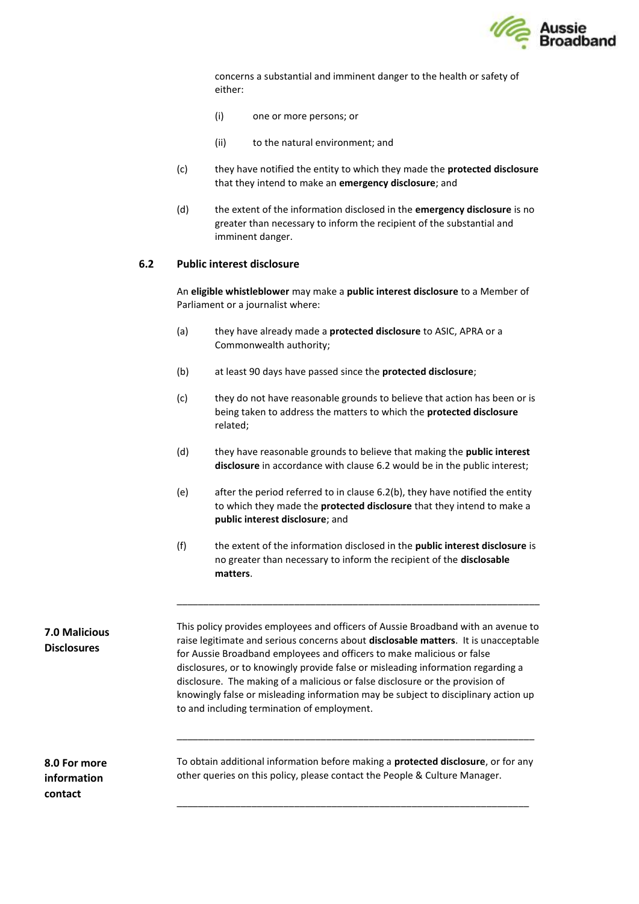concerns a substantial and imminent danger to the health or safety of either:

(i) one or more persons; or

(ii) to the natural environment; and

(c) they have notified the entity to which they made the **protected disclosure** that they intend to make an **emergency disclosure**; and

(d) the extent of the information disclosed in the **emergency disclosure** is no greater than necessary to inform the recipient of the substantial and imminent danger.

### 6.2 Public interest disclosure

An **eligible whistleblower** may make a **public interest disclosure** to a Member of Parliament or a journalist where:

(a) they have already made a **protected disclosure** to ASIC, APRA or a Commonwealth authority;

(b) at least 90 days have passed since the **protected disclosure**;

(c) they do not have reasonable grounds to believe that action has been or is being taken to address the matters to which the **protected disclosure** related;

(d) they have reasonable grounds to believe that making the **public interest disclosure** in accordance with clause 6.2 would be in the public interest;

(e) after the period referred to in clause 6.2(b), they have notified the entity to which they made the **protected disclosure** that they intend to make a **public interest disclosure**; and

(f) the extent of the information disclosed in the **public interest disclosure** is no greater than necessary to inform the recipient of the **disclosable matters**.

---

## 7.0 Malicious Disclosures

This policy provides employees and officers of Aussie Broadband with an avenue to raise legitimate and serious concerns about **disclosable matters**. It is unacceptable for Aussie Broadband employees and officers to make malicious or false disclosures, or to knowingly provide false or misleading information regarding a disclosure. The making of a malicious or false disclosure or the provision of knowingly false or misleading information may be subject to disciplinary action up to and including termination of employment.

---

## 8.0 For more information contact

To obtain additional information before making a **protected disclosure**, or for any other queries on this policy, please contact the People & Culture Manager.

---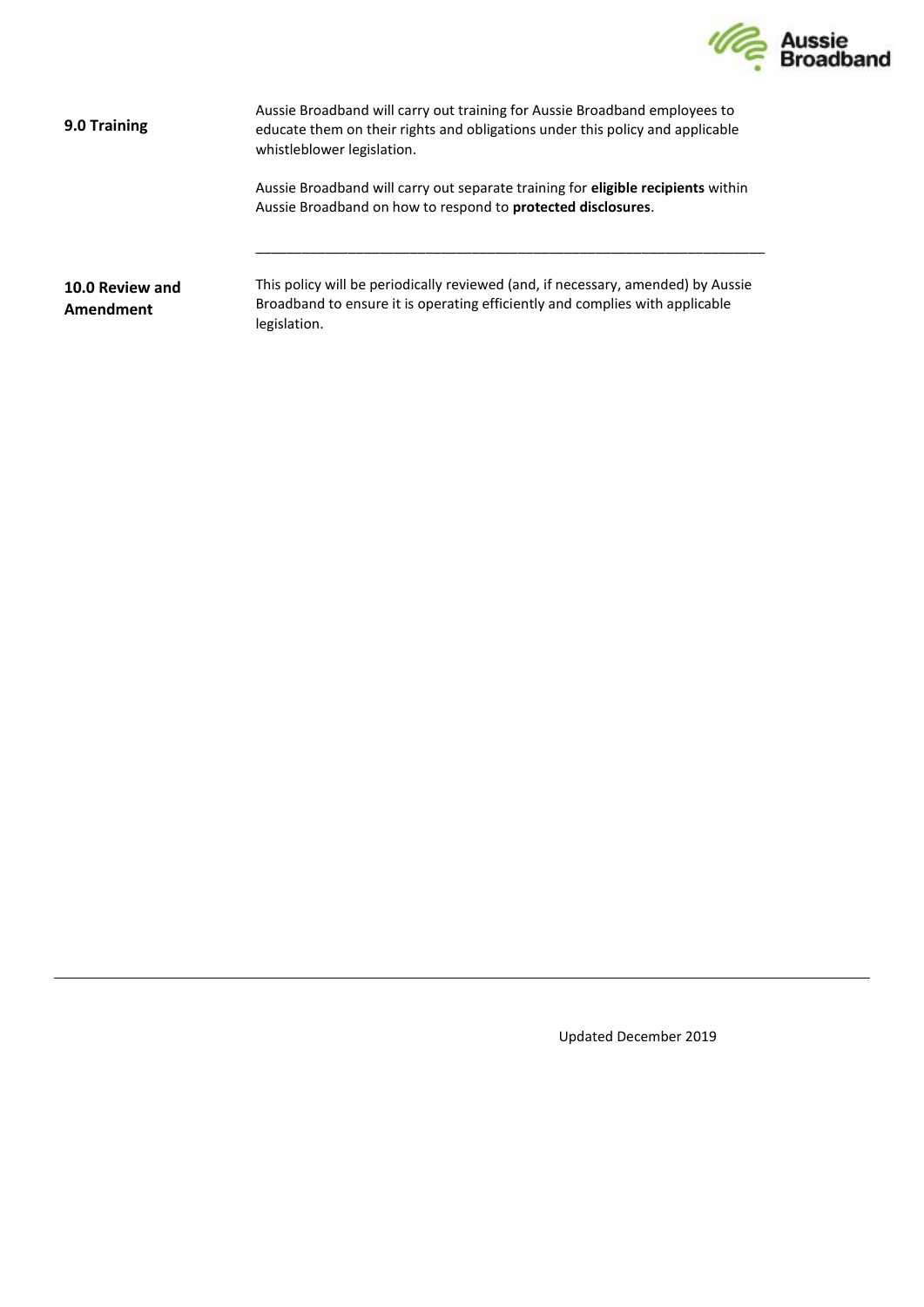## 9.0 Training

Aussie Broadband will carry out training for Aussie Broadband employees to educate them on their rights and obligations under this policy and applicable whistleblower legislation.

Aussie Broadband will carry out separate training for **eligible recipients** within Aussie Broadband on how to respond to **protected disclosures**.

---

## 10.0 Review and Amendment

This policy will be periodically reviewed (and, if necessary, amended) by Aussie Broadband to ensure it is operating efficiently and complies with applicable legislation.

Updated December 2019